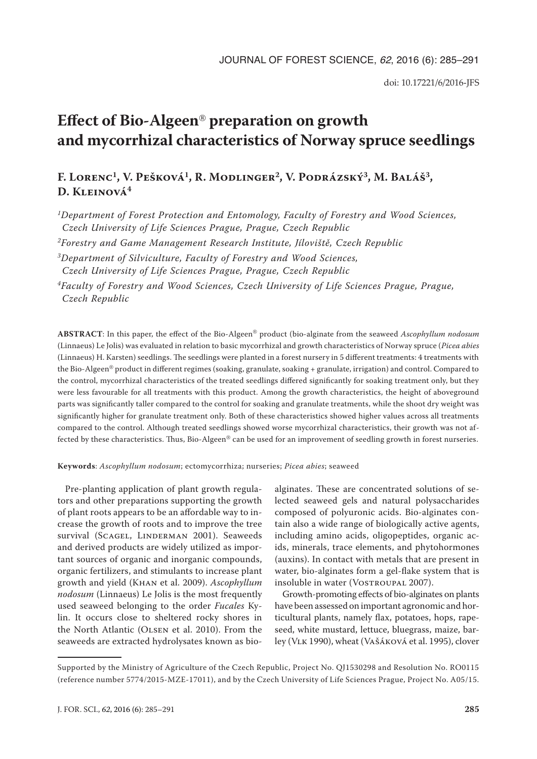# Effect of Bio-Algeen® preparation on growth and mycorrhizal characteristics of Norway spruce seedlings

**F. Lorenc[1], V. Pešková[1], R. Modlinger[2], V. Podrázský[3], M. Baláš[3], D. Kleinová[4]**

[1]*Department of Forest Protection and Entomology, Faculty of Forestry and Wood Sciences, Czech University of Life Sciences Prague, Prague, Czech Republic*

[2]*Forestry and Game Management Research Institute, Jíloviště, Czech Republic*

[3]*Department of Silviculture, Faculty of Forestry and Wood Sciences, Czech University of Life Sciences Prague, Prague, Czech Republic*

[4]*Faculty of Forestry and Wood Sciences, Czech University of Life Sciences Prague, Prague, Czech Republic*

**ABSTRACT**: In this paper, the effect of the Bio-Algeen® product (bio-alginate from the seaweed *Ascophyllum nodosum* (Linnaeus) Le Jolis) was evaluated in relation to basic mycorrhizal and growth characteristics of Norway spruce (*Picea abies* (Linnaeus) H. Karsten) seedlings. The seedlings were planted in a forest nursery in 5 different treatments: 4 treatments with the Bio-Algeen® product in different regimes (soaking, granulate, soaking + granulate, irrigation) and control. Compared to the control, mycorrhizal characteristics of the treated seedlings differed significantly for soaking treatment only, but they were less favourable for all treatments with this product. Among the growth characteristics, the height of aboveground parts was significantly taller compared to the control for soaking and granulate treatments, while the shoot dry weight was significantly higher for granulate treatment only. Both of these characteristics showed higher values across all treatments compared to the control. Although treated seedlings showed worse mycorrhizal characteristics, their growth was not affected by these characteristics. Thus, Bio-Algeen® can be used for an improvement of seedling growth in forest nurseries.

**Keywords**: *Ascophyllum nodosum*; ectomycorrhiza; nurseries; *Picea abies*; seaweed

Pre-planting application of plant growth regulators and other preparations supporting the growth of plant roots appears to be an affordable way to increase the growth of roots and to improve the tree survival (Scagel, Linderman 2001). Seaweeds and derived products are widely utilized as important sources of organic and inorganic compounds, organic fertilizers, and stimulants to increase plant growth and yield (Khan et al. 2009). *Ascophyllum nodosum* (Linnaeus) Le Jolis is the most frequently used seaweed belonging to the order *Fucales* Kylin. It occurs close to sheltered rocky shores in the North Atlantic (Olsen et al. 2010). From the seaweeds are extracted hydrolysates known as bio-alginates. These are concentrated solutions of selected seaweed gels and natural polysaccharides composed of polyuronic acids. Bio-alginates contain also a wide range of biologically active agents, including amino acids, oligopeptides, organic acids, minerals, trace elements, and phytohormones (auxins). In contact with metals that are present in water, bio-alginates form a gel-flake system that is insoluble in water (Vostroupal 2007).

Growth-promoting effects of bio-alginates on plants have been assessed on important agronomic and horticultural plants, namely flax, potatoes, hops, rapeseed, white mustard, lettuce, bluegrass, maize, barley (Vlk 1990), wheat (Vašáková et al. 1995), clover

Supported by the Ministry of Agriculture of the Czech Republic, Project No. QJ1530298 and Resolution No. RO0115 (reference number 5774/2015-MZE-17011), and by the Czech University of Life Sciences Prague, Project No. A05/15.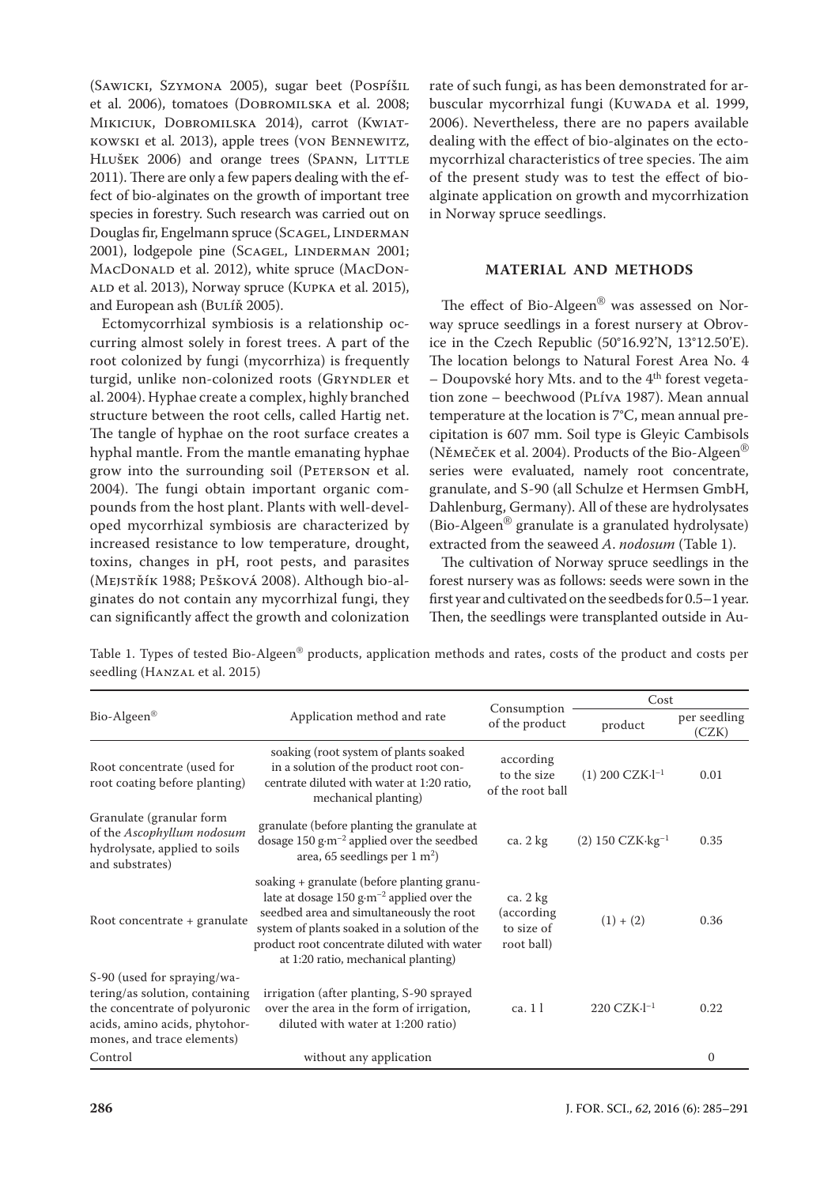(Sawicki, Szymona 2005), sugar beet (Pospíšil et al. 2006), tomatoes (Dobromilska et al. 2008; Mikiciuk, Dobromilska 2014), carrot (Kwiatkowski et al. 2013), apple trees (von Bennewitz, Hlušek 2006) and orange trees (Spann, Little 2011). There are only a few papers dealing with the effect of bio-alginates on the growth of important tree species in forestry. Such research was carried out on Douglas fir, Engelmann spruce (Scagel, Linderman 2001), lodgepole pine (Scagel, Linderman 2001; MacDonald et al. 2012), white spruce (MacDonald et al. 2013), Norway spruce (Kupka et al. 2015), and European ash (Bulíř 2005).

Ectomycorrhizal symbiosis is a relationship occurring almost solely in forest trees. A part of the root colonized by fungi (mycorrhiza) is frequently turgid, unlike non-colonized roots (Gryndler et al. 2004). Hyphae create a complex, highly branched structure between the root cells, called Hartig net. The tangle of hyphae on the root surface creates a hyphal mantle. From the mantle emanating hyphae grow into the surrounding soil (Peterson et al. 2004). The fungi obtain important organic compounds from the host plant. Plants with well-developed mycorrhizal symbiosis are characterized by increased resistance to low temperature, drought, toxins, changes in pH, root pests, and parasites (Mejstřík 1988; Pešková 2008). Although bio-alginates do not contain any mycorrhizal fungi, they can significantly affect the growth and colonization rate of such fungi, as has been demonstrated for arbuscular mycorrhizal fungi (Kuwada et al. 1999, 2006). Nevertheless, there are no papers available dealing with the effect of bio-alginates on the ectomycorrhizal characteristics of tree species. The aim of the present study was to test the effect of bio-alginate application on growth and mycorrhization in Norway spruce seedlings.

## MATERIAL AND METHODS

The effect of Bio-Algeen® was assessed on Norway spruce seedlings in a forest nursery at Obrovice in the Czech Republic (50°16.92'N, 13°12.50'E). The location belongs to Natural Forest Area No. 4 – Doupovské hory Mts. and to the 4th forest vegetation zone – beechwood (Plíva 1987). Mean annual temperature at the location is 7°C, mean annual precipitation is 607 mm. Soil type is Gleyic Cambisols (Němeček et al. 2004). Products of the Bio-Algeen® series were evaluated, namely root concentrate, granulate, and S-90 (all Schulze et Hermsen GmbH, Dahlenburg, Germany). All of these are hydrolysates (Bio-Algeen® granulate is a granulated hydrolysate) extracted from the seaweed *A. nodosum* (Table 1).

The cultivation of Norway spruce seedlings in the forest nursery was as follows: seeds were sown in the first year and cultivated on the seedbeds for 0.5–1 year. Then, the seedlings were transplanted outside in Au-

Table 1. Types of tested Bio-Algeen® products, application methods and rates, costs of the product and costs per seedling (Hanzal et al. 2015)

| Bio-Algeen® | Application method and rate | Consumption of the product | Cost | |
|---|---|---|---|---|
| | | | product | per seedling (CZK) |
| Root concentrate (used for root coating before planting) | soaking (root system of plants soaked in a solution of the product root concentrate diluted with water at 1:20 ratio, mechanical planting) | according to the size of the root ball | (1) 200 CZK·l$^{-1}$ | 0.01 |
| Granulate (granular form of the *Ascophyllum nodosum* hydrolysate, applied to soils and substrates) | granulate (before planting the granulate at dosage 150 g·m$^{-2}$ applied over the seedbed area, 65 seedlings per 1 m$^2$) | ca. 2 kg | (2) 150 CZK·kg$^{-1}$ | 0.35 |
| Root concentrate + granulate | soaking + granulate (before planting granulate at dosage 150 g·m$^{-2}$ applied over the seedbed area and simultaneously the root system of plants soaked in a solution of the product root concentrate diluted with water at 1:20 ratio, mechanical planting) | ca. 2 kg (according to size of root ball) | (1) + (2) | 0.36 |
| S-90 (used for spraying/watering/as solution, containing the concentrate of polyuronic acids, amino acids, phytohormones, and trace elements) | irrigation (after planting, S-90 sprayed over the area in the form of irrigation, diluted with water at 1:200 ratio) | ca. 1 l | 220 CZK·l$^{-1}$ | 0.22 |
| Control | without any application | | | 0 |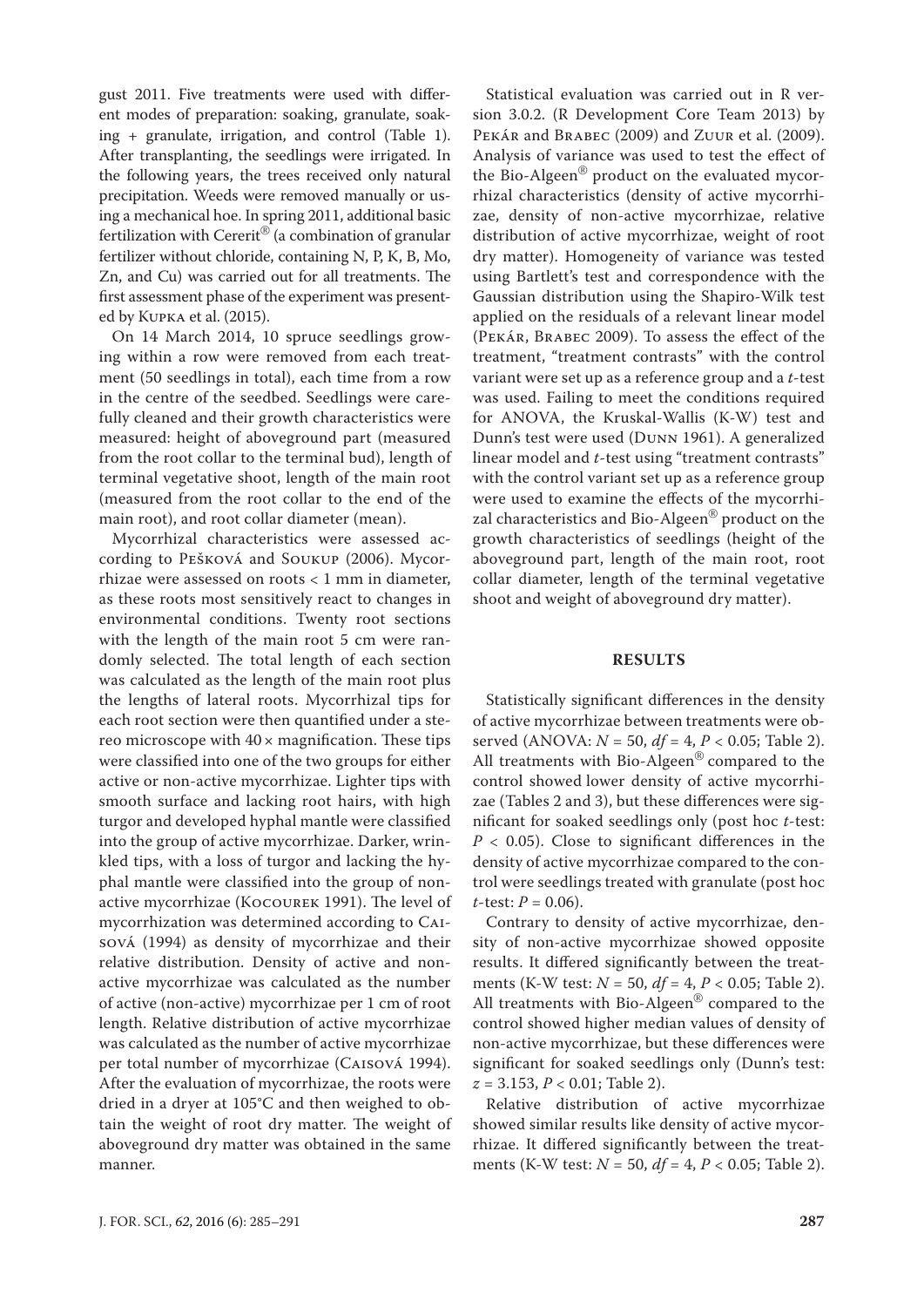gust 2011. Five treatments were used with different modes of preparation: soaking, granulate, soaking + granulate, irrigation, and control (Table 1). After transplanting, the seedlings were irrigated. In the following years, the trees received only natural precipitation. Weeds were removed manually or using a mechanical hoe. In spring 2011, additional basic fertilization with Cererit® (a combination of granular fertilizer without chloride, containing N, P, K, B, Mo, Zn, and Cu) was carried out for all treatments. The first assessment phase of the experiment was presented by Kupka et al. (2015).

On 14 March 2014, 10 spruce seedlings growing within a row were removed from each treatment (50 seedlings in total), each time from a row in the centre of the seedbed. Seedlings were carefully cleaned and their growth characteristics were measured: height of aboveground part (measured from the root collar to the terminal bud), length of terminal vegetative shoot, length of the main root (measured from the root collar to the end of the main root), and root collar diameter (mean).

Mycorrhizal characteristics were assessed according to Pešková and Soukup (2006). Mycorrhizae were assessed on roots < 1 mm in diameter, as these roots most sensitively react to changes in environmental conditions. Twenty root sections with the length of the main root 5 cm were randomly selected. The total length of each section was calculated as the length of the main root plus the lengths of lateral roots. Mycorrhizal tips for each root section were then quantified under a stereo microscope with 40× magnification. These tips were classified into one of the two groups for either active or non-active mycorrhizae. Lighter tips with smooth surface and lacking root hairs, with high turgor and developed hyphal mantle were classified into the group of active mycorrhizae. Darker, wrinkled tips, with a loss of turgor and lacking the hyphal mantle were classified into the group of non-active mycorrhizae (Kocourek 1991). The level of mycorrhization was determined according to Caisová (1994) as density of mycorrhizae and their relative distribution. Density of active and non-active mycorrhizae was calculated as the number of active (non-active) mycorrhizae per 1 cm of root length. Relative distribution of active mycorrhizae was calculated as the number of active mycorrhizae per total number of mycorrhizae (Caisová 1994). After the evaluation of mycorrhizae, the roots were dried in a dryer at 105°C and then weighed to obtain the weight of root dry matter. The weight of aboveground dry matter was obtained in the same manner.

Statistical evaluation was carried out in R version 3.0.2. (R Development Core Team 2013) by Pekár and Brabec (2009) and Zuur et al. (2009). Analysis of variance was used to test the effect of the Bio-Algeen® product on the evaluated mycorrhizal characteristics (density of active mycorrhizae, density of non-active mycorrhizae, relative distribution of active mycorrhizae, weight of root dry matter). Homogeneity of variance was tested using Bartlett's test and correspondence with the Gaussian distribution using the Shapiro-Wilk test applied on the residuals of a relevant linear model (Pekár, Brabec 2009). To assess the effect of the treatment, "treatment contrasts" with the control variant were set up as a reference group and a $t$-test was used. Failing to meet the conditions required for ANOVA, the Kruskal-Wallis (K-W) test and Dunn's test were used (Dunn 1961). A generalized linear model and $t$-test using "treatment contrasts" with the control variant set up as a reference group were used to examine the effects of the mycorrhizal characteristics and Bio-Algeen® product on the growth characteristics of seedlings (height of the aboveground part, length of the main root, root collar diameter, length of the terminal vegetative shoot and weight of aboveground dry matter).

## RESULTS

Statistically significant differences in the density of active mycorrhizae between treatments were observed (ANOVA: $N = 50$, $df = 4$, $P < 0.05$; Table 2). All treatments with Bio-Algeen® compared to the control showed lower density of active mycorrhizae (Tables 2 and 3), but these differences were significant for soaked seedlings only (post hoc $t$-test: $P < 0.05$). Close to significant differences in the density of active mycorrhizae compared to the control were seedlings treated with granulate (post hoc $t$-test: $P = 0.06$).

Contrary to density of active mycorrhizae, density of non-active mycorrhizae showed opposite results. It differed significantly between the treatments (K-W test: $N = 50$, $df = 4$, $P < 0.05$; Table 2). All treatments with Bio-Algeen® compared to the control showed higher median values of density of non-active mycorrhizae, but these differences were significant for soaked seedlings only (Dunn's test: $z = 3.153$, $P < 0.01$; Table 2).

Relative distribution of active mycorrhizae showed similar results like density of active mycorrhizae. It differed significantly between the treatments (K-W test: $N = 50$, $df = 4$, $P < 0.05$; Table 2).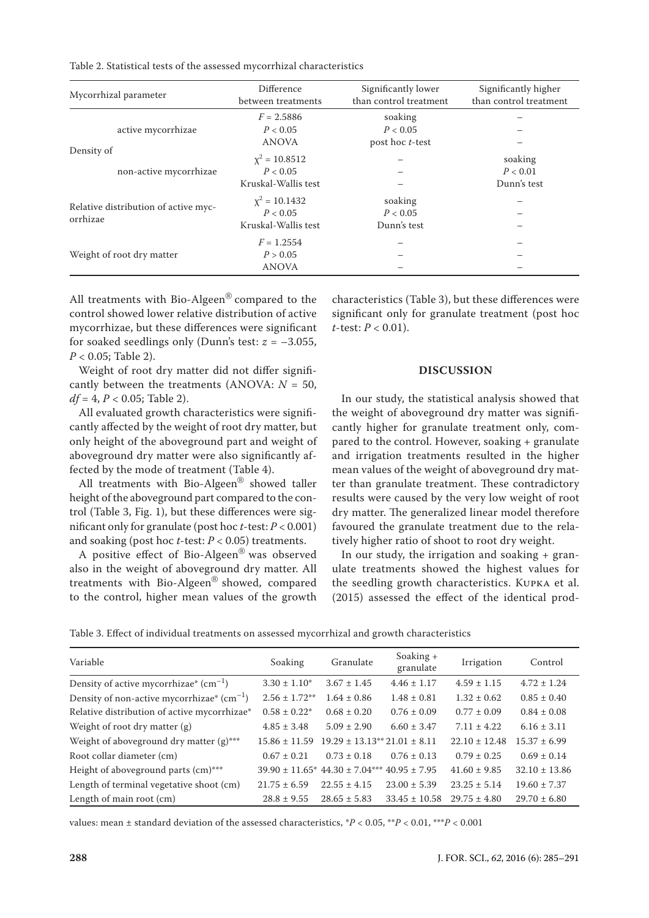Table 2. Statistical tests of the assessed mycorrhizal characteristics

| Mycorrhizal parameter | | Difference between treatments | Significantly lower than control treatment | Significantly higher than control treatment |
|---|---|---|---|---|
| Density of | active mycorrhizae | $F = 2.5886$<br>$P < 0.05$<br>ANOVA | soaking<br>$P < 0.05$<br>post hoc *t*-test | –<br>–<br>– |
| | non-active mycorrhizae | $\chi^2 = 10.8512$<br>$P < 0.05$<br>Kruskal-Wallis test | –<br>–<br>– | soaking<br>$P < 0.01$<br>Dunn's test |
| Relative distribution of active mycorrhizae | | $\chi^2 = 10.1432$<br>$P < 0.05$<br>Kruskal-Wallis test | soaking<br>$P < 0.05$<br>Dunn's test | –<br>–<br>– |
| Weight of root dry matter | | $F = 1.2554$<br>$P > 0.05$<br>ANOVA | –<br>–<br>– | –<br>–<br>– |

All treatments with Bio-Algeen® compared to the control showed lower relative distribution of active mycorrhizae, but these differences were significant for soaked seedlings only (Dunn's test: $z = -3.055$, $P < 0.05$; Table 2).

Weight of root dry matter did not differ significantly between the treatments (ANOVA: $N = 50$, $df = 4$, $P < 0.05$; Table 2).

All evaluated growth characteristics were significantly affected by the weight of root dry matter, but only height of the aboveground part and weight of aboveground dry matter were also significantly affected by the mode of treatment (Table 4).

All treatments with Bio-Algeen® showed taller height of the aboveground part compared to the control (Table 3, Fig. 1), but these differences were significant only for granulate (post hoc *t*-test: $P < 0.001$) and soaking (post hoc *t*-test: $P < 0.05$) treatments.

A positive effect of Bio-Algeen® was observed also in the weight of aboveground dry matter. All treatments with Bio-Algeen® showed, compared to the control, higher mean values of the growth characteristics (Table 3), but these differences were significant only for granulate treatment (post hoc *t*-test: $P < 0.01$).

## DISCUSSION

In our study, the statistical analysis showed that the weight of aboveground dry matter was significantly higher for granulate treatment only, compared to the control. However, soaking + granulate and irrigation treatments resulted in the higher mean values of the weight of aboveground dry matter than granulate treatment. These contradictory results were caused by the very low weight of root dry matter. The generalized linear model therefore favoured the granulate treatment due to the relatively higher ratio of shoot to root dry weight.

In our study, the irrigation and soaking + granulate treatments showed the highest values for the seedling growth characteristics. Kupka et al. (2015) assessed the effect of the identical prod-

Table 3. Effect of individual treatments on assessed mycorrhizal and growth characteristics

| Variable | Soaking | Granulate | Soaking + granulate | Irrigation | Control |
|---|---|---|---|---|---|
| Density of active mycorrhizae* ($cm^{-1}$) | 3.30 ± 1.10* | 3.67 ± 1.45 | 4.46 ± 1.17 | 4.59 ± 1.15 | 4.72 ± 1.24 |
| Density of non-active mycorrhizae* ($cm^{-1}$) | 2.56 ± 1.72** | 1.64 ± 0.86 | 1.48 ± 0.81 | 1.32 ± 0.62 | 0.85 ± 0.40 |
| Relative distribution of active mycorrhizae* | 0.58 ± 0.22* | 0.68 ± 0.20 | 0.76 ± 0.09 | 0.77 ± 0.09 | 0.84 ± 0.08 |
| Weight of root dry matter (g) | 4.85 ± 3.48 | 5.09 ± 2.90 | 6.60 ± 3.47 | 7.11 ± 4.22 | 6.16 ± 3.11 |
| Weight of aboveground dry matter (g)*** | 15.86 ± 11.59 | 19.29 ± 13.13** | 21.01 ± 8.11 | 22.10 ± 12.48 | 15.37 ± 6.99 |
| Root collar diameter (cm) | 0.67 ± 0.21 | 0.73 ± 0.18 | 0.76 ± 0.13 | 0.79 ± 0.25 | 0.69 ± 0.14 |
| Height of aboveground parts (cm)*** | 39.90 ± 11.65* | 44.30 ± 7.04*** | 40.95 ± 7.95 | 41.60 ± 9.85 | 32.10 ± 13.86 |
| Length of terminal vegetative shoot (cm) | 21.75 ± 6.59 | 22.55 ± 4.15 | 23.00 ± 5.39 | 23.25 ± 5.14 | 19.60 ± 7.37 |
| Length of main root (cm) | 28.8 ± 9.55 | 28.65 ± 5.83 | 33.45 ± 10.58 | 29.75 ± 4.80 | 29.70 ± 6.80 |

values: mean ± standard deviation of the assessed characteristics, *$P < 0.05$, **$P < 0.01$, ***$P < 0.001$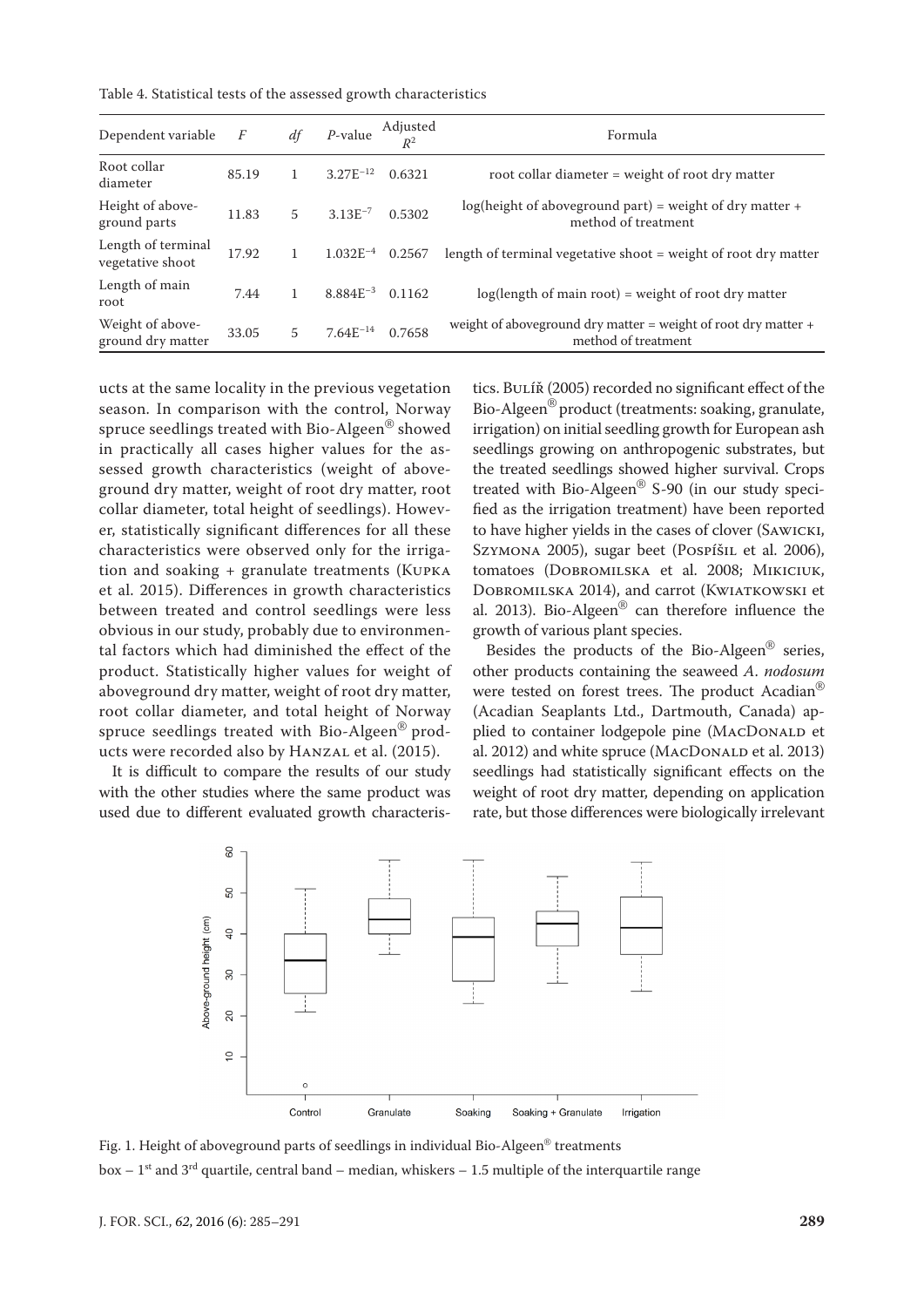Table 4. Statistical tests of the assessed growth characteristics

| Dependent variable | $F$ | $df$ | $P$-value | Adjusted $R^2$ | Formula |
|---|---|---|---|---|---|
| Root collar diameter | 85.19 | 1 | $3.27E^{-12}$ | 0.6321 | root collar diameter = weight of root dry matter |
| Height of above-ground parts | 11.83 | 5 | $3.13E^{-7}$ | 0.5302 | log(height of aboveground part) = weight of dry matter + method of treatment |
| Length of terminal vegetative shoot | 17.92 | 1 | $1.032E^{-4}$ | 0.2567 | length of terminal vegetative shoot = weight of root dry matter |
| Length of main root | 7.44 | 1 | $8.884E^{-3}$ | 0.1162 | log(length of main root) = weight of root dry matter |
| Weight of above-ground dry matter | 33.05 | 5 | $7.64E^{-14}$ | 0.7658 | weight of aboveground dry matter = weight of root dry matter + method of treatment |

ucts at the same locality in the previous vegetation season. In comparison with the control, Norway spruce seedlings treated with Bio-Algeen® showed in practically all cases higher values for the assessed growth characteristics (weight of aboveground dry matter, weight of root dry matter, root collar diameter, total height of seedlings). However, statistically significant differences for all these characteristics were observed only for the irrigation and soaking + granulate treatments (Kupka et al. 2015). Differences in growth characteristics between treated and control seedlings were less obvious in our study, probably due to environmental factors which had diminished the effect of the product. Statistically higher values for weight of aboveground dry matter, weight of root dry matter, root collar diameter, and total height of Norway spruce seedlings treated with Bio-Algeen® products were recorded also by Hanzal et al. (2015).

It is difficult to compare the results of our study with the other studies where the same product was used due to different evaluated growth characteristics. Bulíř (2005) recorded no significant effect of the Bio-Algeen® product (treatments: soaking, granulate, irrigation) on initial seedling growth for European ash seedlings growing on anthropogenic substrates, but the treated seedlings showed higher survival. Crops treated with Bio-Algeen® S-90 (in our study specified as the irrigation treatment) have been reported to have higher yields in the cases of clover (Sawicki, Szymona 2005), sugar beet (Pospíšil et al. 2006), tomatoes (Dobromilska et al. 2008; Mikiciuk, Dobromilska 2014), and carrot (Kwiatkowski et al. 2013). Bio-Algeen® can therefore influence the growth of various plant species.

Besides the products of the Bio-Algeen® series, other products containing the seaweed *A. nodosum* were tested on forest trees. The product Acadian® (Acadian Seaplants Ltd., Dartmouth, Canada) applied to container lodgepole pine (MacDonald et al. 2012) and white spruce (MacDonald et al. 2013) seedlings had statistically significant effects on the weight of root dry matter, depending on application rate, but those differences were biologically irrelevant

Fig. 1. Height of aboveground parts of seedlings in individual Bio-Algeen® treatments
box – 1st and 3rd quartile, central band – median, whiskers – 1.5 multiple of the interquartile range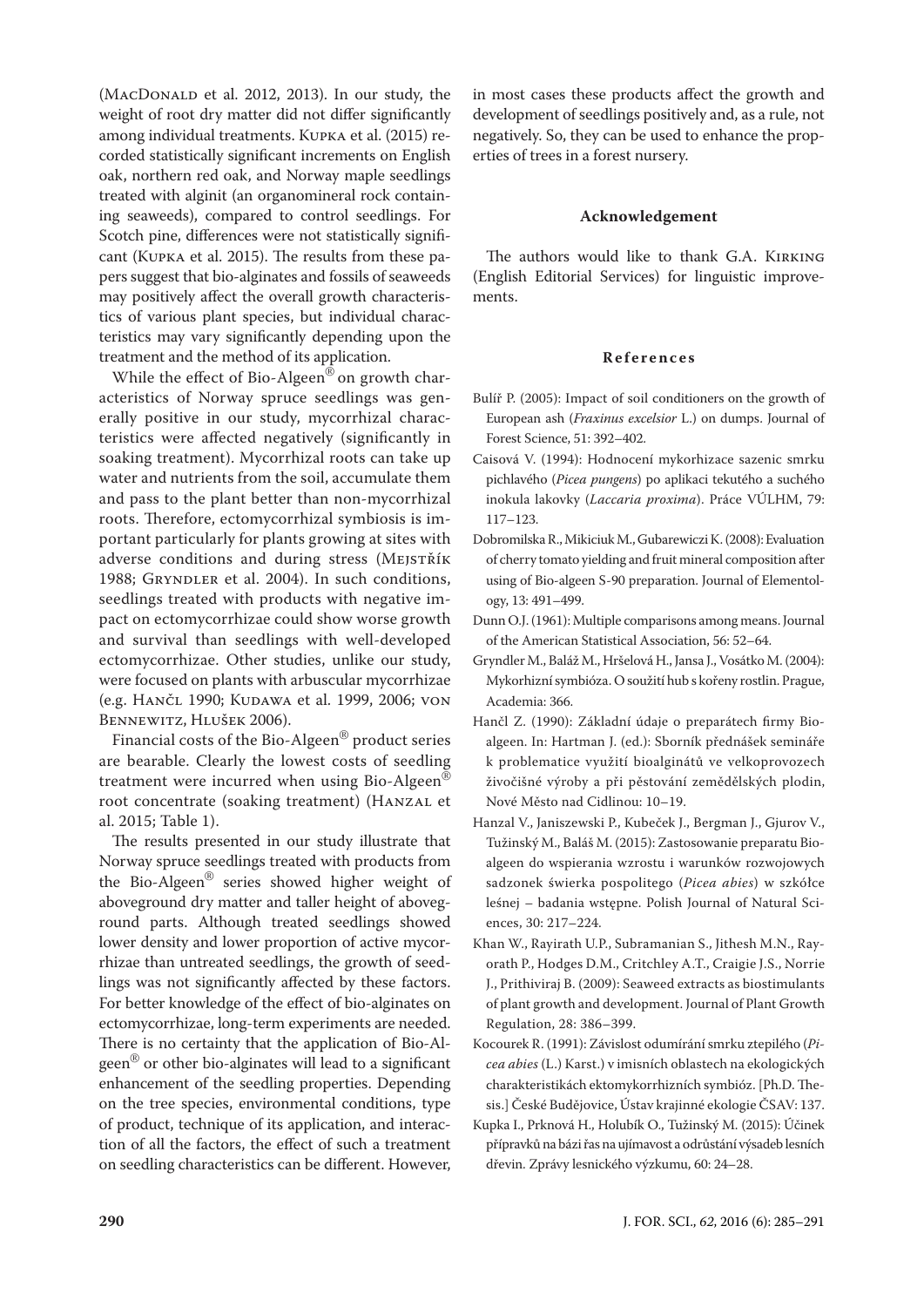(MacDonald et al. 2012, 2013). In our study, the weight of root dry matter did not differ significantly among individual treatments. Kupka et al. (2015) recorded statistically significant increments on English oak, northern red oak, and Norway maple seedlings treated with alginit (an organomineral rock containing seaweeds), compared to control seedlings. For Scotch pine, differences were not statistically significant (Kupka et al. 2015). The results from these papers suggest that bio-alginates and fossils of seaweeds may positively affect the overall growth characteristics of various plant species, but individual characteristics may vary significantly depending upon the treatment and the method of its application.

While the effect of Bio-Algeen® on growth characteristics of Norway spruce seedlings was generally positive in our study, mycorrhizal characteristics were affected negatively (significantly in soaking treatment). Mycorrhizal roots can take up water and nutrients from the soil, accumulate them and pass to the plant better than non-mycorrhizal roots. Therefore, ectomycorrhizal symbiosis is important particularly for plants growing at sites with adverse conditions and during stress (Mejstřík 1988; Gryndler et al. 2004). In such conditions, seedlings treated with products with negative impact on ectomycorrhizae could show worse growth and survival than seedlings with well-developed ectomycorrhizae. Other studies, unlike our study, were focused on plants with arbuscular mycorrhizae (e.g. Hančl 1990; Kudawa et al. 1999, 2006; von Bennewitz, Hlušek 2006).

Financial costs of the Bio-Algeen® product series are bearable. Clearly the lowest costs of seedling treatment were incurred when using Bio-Algeen® root concentrate (soaking treatment) (Hanzal et al. 2015; Table 1).

The results presented in our study illustrate that Norway spruce seedlings treated with products from the Bio-Algeen® series showed higher weight of aboveground dry matter and taller height of aboveground parts. Although treated seedlings showed lower density and lower proportion of active mycorrhizae than untreated seedlings, the growth of seedlings was not significantly affected by these factors. For better knowledge of the effect of bio-alginates on ectomycorrhizae, long-term experiments are needed. There is no certainty that the application of Bio-Algeen® or other bio-alginates will lead to a significant enhancement of the seedling properties. Depending on the tree species, environmental conditions, type of product, technique of its application, and interaction of all the factors, the effect of such a treatment on seedling characteristics can be different. However, in most cases these products affect the growth and development of seedlings positively and, as a rule, not negatively. So, they can be used to enhance the properties of trees in a forest nursery.

#### Acknowledgement

The authors would like to thank G.A. Kirking (English Editorial Services) for linguistic improvements.

#### References

Bulíř P. (2005): Impact of soil conditioners on the growth of European ash (*Fraxinus excelsior* L.) on dumps. Journal of Forest Science, 51: 392–402.

Caisová V. (1994): Hodnocení mykorhizace sazenic smrku pichlavého (*Picea pungens*) po aplikaci tekutého a suchého inokula lakovky (*Laccaria proxima*). Práce VÚLHM, 79: 117–123.

Dobromilska R., Mikiciuk M., Gubarewiczi K. (2008): Evaluation of cherry tomato yielding and fruit mineral composition after using of Bio-algeen S-90 preparation. Journal of Elementology, 13: 491–499.

Dunn O.J. (1961): Multiple comparisons among means. Journal of the American Statistical Association, 56: 52–64.

Gryndler M., Baláž M., Hršelová H., Jansa J., Vosátko M. (2004): Mykorhizní symbióza. O soužití hub s kořeny rostlin. Prague, Academia: 366.

Hančl Z. (1990): Základní údaje o preparátech firmy Bioalgeen. In: Hartman J. (ed.): Sborník přednášek semináře k problematice využití bioalginátů ve velkoprovozech živočišné výroby a při pěstování zemědělských plodin, Nové Město nad Cidlinou: 10–19.

Hanzal V., Janiszewski P., Kubeček J., Bergman J., Gjurov V., Tužinský M., Baláš M. (2015): Zastosowanie preparatu Bioalgeen do wspierania wzrostu i warunków rozwojowych sadzonek świerka pospolitego (*Picea abies*) w szkółce leśnej – badania wstępne. Polish Journal of Natural Sciences, 30: 217–224.

Khan W., Rayirath U.P., Subramanian S., Jithesh M.N., Rayorath P., Hodges D.M., Critchley A.T., Craigie J.S., Norrie J., Prithiviraj B. (2009): Seaweed extracts as biostimulants of plant growth and development. Journal of Plant Growth Regulation, 28: 386–399.

Kocourek R. (1991): Závislost odumírání smrku ztepilého (*Picea abies* (L.) Karst.) v imisních oblastech na ekologických charakteristikách ektomykorrhizních symbióz. [Ph.D. Thesis.] České Budějovice, Ústav krajinné ekologie ČSAV: 137.

Kupka I., Prknová H., Holubík O., Tužinský M. (2015): Účinek přípravků na bázi řas na ujímavost a odrůstání výsadeb lesních dřevin. Zprávy lesnického výzkumu, 60: 24–28.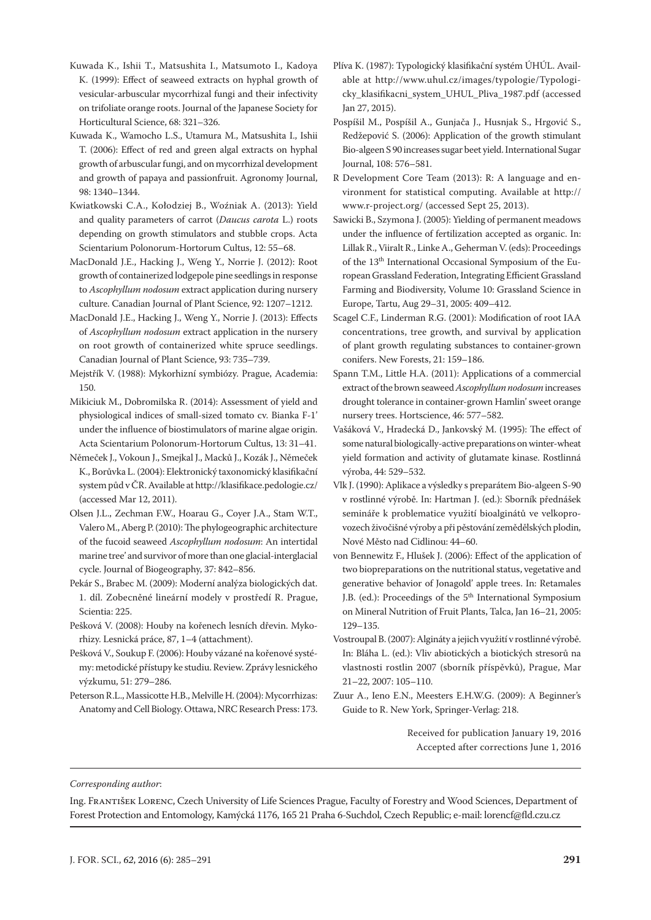Kuwada K., Ishii T., Matsushita I., Matsumoto I., Kadoya K. (1999): Effect of seaweed extracts on hyphal growth of vesicular-arbuscular mycorrhizal fungi and their infectivity on trifoliate orange roots. Journal of the Japanese Society for Horticultural Science, 68: 321–326.

Kuwada K., Wamocho L.S., Utamura M., Matsushita I., Ishii T. (2006): Effect of red and green algal extracts on hyphal growth of arbuscular fungi, and on mycorrhizal development and growth of papaya and passionfruit. Agronomy Journal, 98: 1340–1344.

Kwiatkowski C.A., Kołodziej B., Woźniak A. (2013): Yield and quality parameters of carrot (*Daucus carota* L.) roots depending on growth stimulators and stubble crops. Acta Scientarium Polonorum-Hortorum Cultus, 12: 55–68.

MacDonald J.E., Hacking J., Weng Y., Norrie J. (2012): Root growth of containerized lodgepole pine seedlings in response to *Ascophyllum nodosum* extract application during nursery culture. Canadian Journal of Plant Science, 92: 1207–1212.

MacDonald J.E., Hacking J., Weng Y., Norrie J. (2013): Effects of *Ascophyllum nodosum* extract application in the nursery on root growth of containerized white spruce seedlings. Canadian Journal of Plant Science, 93: 735–739.

Mejstřík V. (1988): Mykorhizní symbiózy. Prague, Academia: 150.

Mikiciuk M., Dobromilska R. (2014): Assessment of yield and physiological indices of small-sized tomato cv. Bianka F-1' under the influence of biostimulators of marine algae origin. Acta Scientarium Polonorum-Hortorum Cultus, 13: 31–41.

Němeček J., Vokoun J., Smejkal J., Macků J., Kozák J., Němeček K., Borůvka L. (2004): Elektronický taxonomický klasifikační system půd v ČR. Available at http://klasifikace.pedologie.cz/ (accessed Mar 12, 2011).

Olsen J.L., Zechman F.W., Hoarau G., Coyer J.A., Stam W.T., Valero M., Aberg P. (2010): The phylogeographic architecture of the fucoid seaweed *Ascophyllum nodosum*: An intertidal marine tree' and survivor of more than one glacial-interglacial cycle. Journal of Biogeography, 37: 842–856.

Pekár S., Brabec M. (2009): Moderní analýza biologických dat. 1. díl. Zobecněné lineární modely v prostředí R. Prague, Scientia: 225.

Pešková V. (2008): Houby na kořenech lesních dřevin. Mykorhizy. Lesnická práce, 87, 1–4 (attachment).

Pešková V., Soukup F. (2006): Houby vázané na kořenové systémy: metodické přístupy ke studiu. Review. Zprávy lesnického výzkumu, 51: 279–286.

Peterson R.L., Massicotte H.B., Melville H. (2004): Mycorrhizas: Anatomy and Cell Biology. Ottawa, NRC Research Press: 173.

Plíva K. (1987): Typologický klasifikační systém ÚHÚL. Available at http://www.uhul.cz/images/typologie/Typologicky_klasifikacni_system_UHUL_Pliva_1987.pdf (accessed Jan 27, 2015).

Pospíšil M., Pospíšil A., Gunjača J., Husnjak S., Hrgović S., Redžepović S. (2006): Application of the growth stimulant Bio-algeen S 90 increases sugar beet yield. International Sugar Journal, 108: 576–581.

R Development Core Team (2013): R: A language and environment for statistical computing. Available at http://www.r-project.org/ (accessed Sept 25, 2013).

Sawicki B., Szymona J. (2005): Yielding of permanent meadows under the influence of fertilization accepted as organic. In: Lillak R., Viiralt R., Linke A., Geherman V. (eds): Proceedings of the 13[th] International Occasional Symposium of the European Grassland Federation, Integrating Efficient Grassland Farming and Biodiversity, Volume 10: Grassland Science in Europe, Tartu, Aug 29–31, 2005: 409–412.

Scagel C.F., Linderman R.G. (2001): Modification of root IAA concentrations, tree growth, and survival by application of plant growth regulating substances to container-grown conifers. New Forests, 21: 159–186.

Spann T.M., Little H.A. (2011): Applications of a commercial extract of the brown seaweed *Ascophyllum nodosum* increases drought tolerance in container-grown Hamlin' sweet orange nursery trees. Hortscience, 46: 577–582.

Vašáková V., Hradecká D., Jankovský M. (1995): The effect of some natural biologically-active preparations on winter-wheat yield formation and activity of glutamate kinase. Rostlinná výroba, 44: 529–532.

Vlk J. (1990): Aplikace a výsledky s preparátem Bio-algeen S-90 v rostlinné výrobě. In: Hartman J. (ed.): Sborník přednášek semináře k problematice využití bioalginátů ve velkoprovozech živočišné výroby a při pěstování zemědělských plodin, Nové Město nad Cidlinou: 44–60.

von Bennewitz F., Hlušek J. (2006): Effect of the application of two biopreparations on the nutritional status, vegetative and generative behavior of Jonagold' apple trees. In: Retamales J.B. (ed.): Proceedings of the 5[th] International Symposium on Mineral Nutrition of Fruit Plants, Talca, Jan 16–21, 2005: 129–135.

Vostroupal B. (2007): Algináty a jejich využití v rostlinné výrobě. In: Bláha L. (ed.): Vliv abiotických a biotických stresorů na vlastnosti rostlin 2007 (sborník příspěvků), Prague, Mar 21–22, 2007: 105–110.

Zuur A., Ieno E.N., Meesters E.H.W.G. (2009): A Beginner's Guide to R. New York, Springer-Verlag: 218.

Received for publication January 19, 2016
Accepted after corrections June 1, 2016

---

*Corresponding author*:

Ing. František Lorenc, Czech University of Life Sciences Prague, Faculty of Forestry and Wood Sciences, Department of Forest Protection and Entomology, Kamýcká 1176, 165 21 Praha 6-Suchdol, Czech Republic; e-mail: lorencf@fld.czu.cz